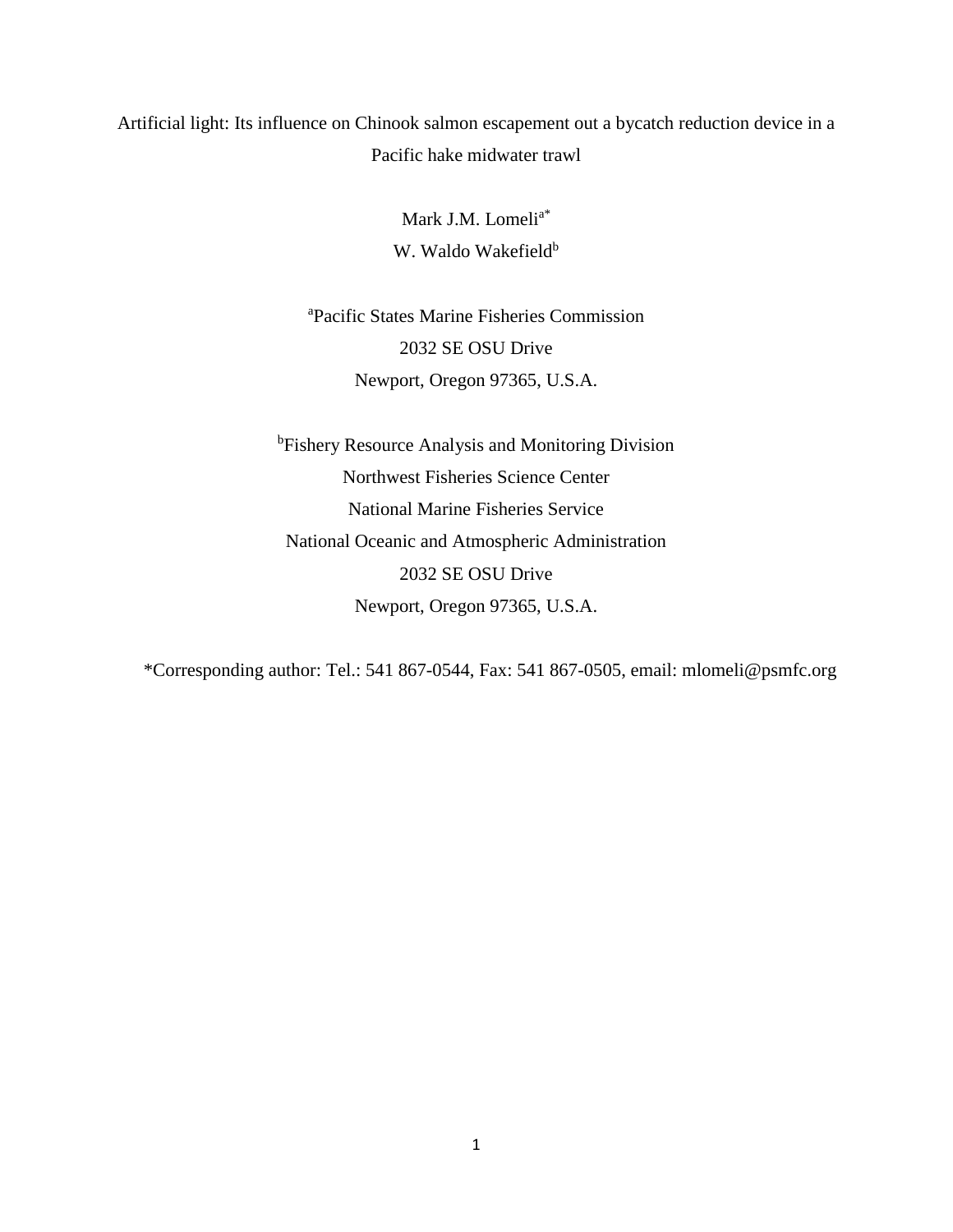# Artificial light: Its influence on Chinook salmon escapement out a bycatch reduction device in a Pacific hake midwater trawl

Mark J.M. Lomeli[a*]

W. Waldo Wakefield[b]

[a]Pacific States Marine Fisheries Commission
2032 SE OSU Drive
Newport, Oregon 97365, U.S.A.

[b]Fishery Resource Analysis and Monitoring Division
Northwest Fisheries Science Center
National Marine Fisheries Service
National Oceanic and Atmospheric Administration
2032 SE OSU Drive
Newport, Oregon 97365, U.S.A.

*Corresponding author: Tel.: 541 867-0544, Fax: 541 867-0505, email: mlomeli@psmfc.org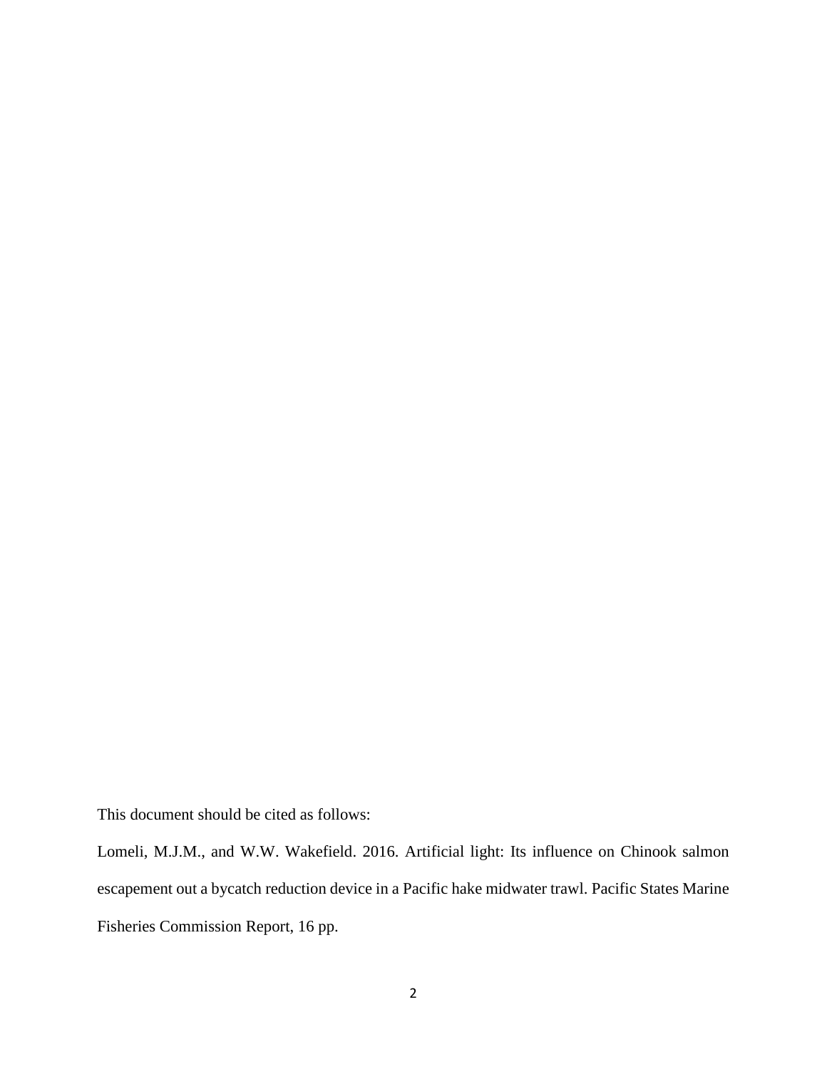This document should be cited as follows:

Lomeli, M.J.M., and W.W. Wakefield. 2016. Artificial light: Its influence on Chinook salmon escapement out a bycatch reduction device in a Pacific hake midwater trawl. Pacific States Marine Fisheries Commission Report, 16 pp.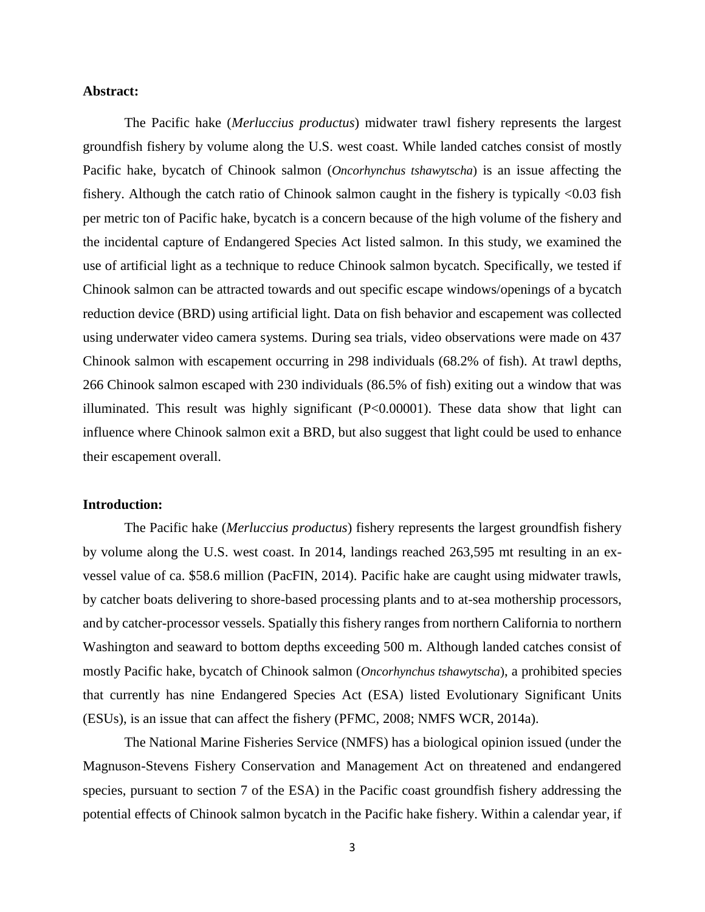**Abstract:**

The Pacific hake (*Merluccius productus*) midwater trawl fishery represents the largest groundfish fishery by volume along the U.S. west coast. While landed catches consist of mostly Pacific hake, bycatch of Chinook salmon (*Oncorhynchus tshawytscha*) is an issue affecting the fishery. Although the catch ratio of Chinook salmon caught in the fishery is typically <0.03 fish per metric ton of Pacific hake, bycatch is a concern because of the high volume of the fishery and the incidental capture of Endangered Species Act listed salmon. In this study, we examined the use of artificial light as a technique to reduce Chinook salmon bycatch. Specifically, we tested if Chinook salmon can be attracted towards and out specific escape windows/openings of a bycatch reduction device (BRD) using artificial light. Data on fish behavior and escapement was collected using underwater video camera systems. During sea trials, video observations were made on 437 Chinook salmon with escapement occurring in 298 individuals (68.2% of fish). At trawl depths, 266 Chinook salmon escaped with 230 individuals (86.5% of fish) exiting out a window that was illuminated. This result was highly significant ($P<0.00001$). These data show that light can influence where Chinook salmon exit a BRD, but also suggest that light could be used to enhance their escapement overall.

**Introduction:**

The Pacific hake (*Merluccius productus*) fishery represents the largest groundfish fishery by volume along the U.S. west coast. In 2014, landings reached 263,595 mt resulting in an ex-vessel value of ca. $58.6 million (PacFIN, 2014). Pacific hake are caught using midwater trawls, by catcher boats delivering to shore-based processing plants and to at-sea mothership processors, and by catcher-processor vessels. Spatially this fishery ranges from northern California to northern Washington and seaward to bottom depths exceeding 500 m. Although landed catches consist of mostly Pacific hake, bycatch of Chinook salmon (*Oncorhynchus tshawytscha*), a prohibited species that currently has nine Endangered Species Act (ESA) listed Evolutionary Significant Units (ESUs), is an issue that can affect the fishery (PFMC, 2008; NMFS WCR, 2014a).

The National Marine Fisheries Service (NMFS) has a biological opinion issued (under the Magnuson-Stevens Fishery Conservation and Management Act on threatened and endangered species, pursuant to section 7 of the ESA) in the Pacific coast groundfish fishery addressing the potential effects of Chinook salmon bycatch in the Pacific hake fishery. Within a calendar year, if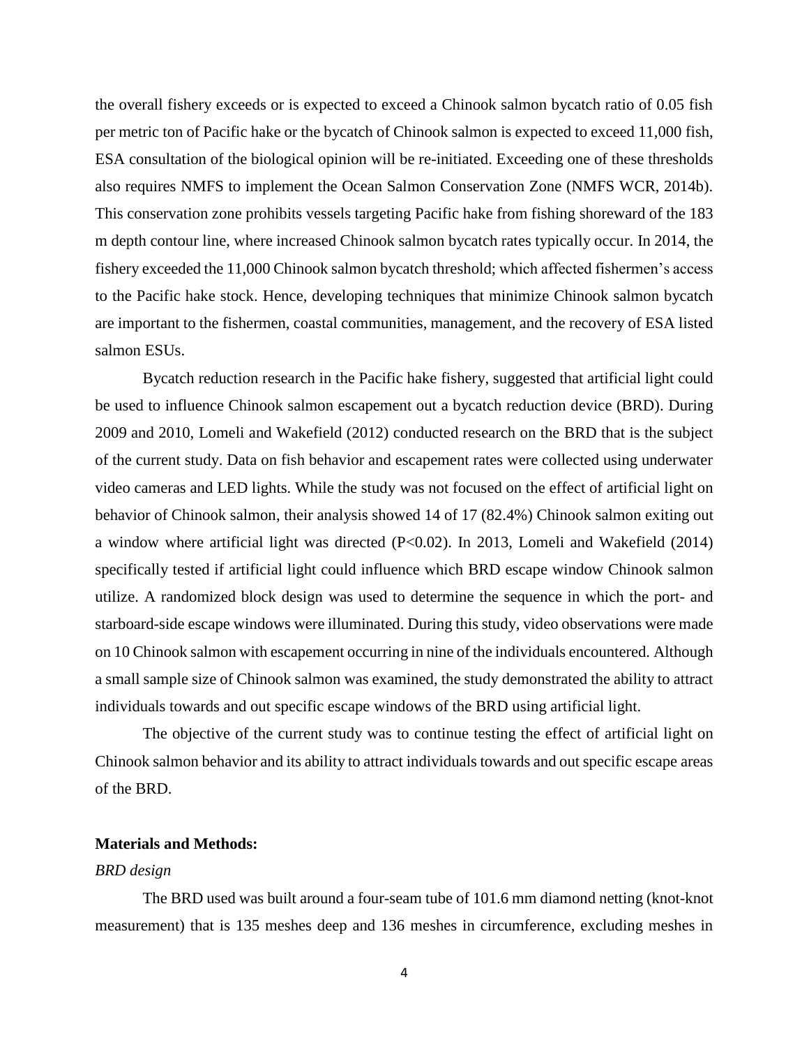the overall fishery exceeds or is expected to exceed a Chinook salmon bycatch ratio of 0.05 fish per metric ton of Pacific hake or the bycatch of Chinook salmon is expected to exceed 11,000 fish, ESA consultation of the biological opinion will be re-initiated. Exceeding one of these thresholds also requires NMFS to implement the Ocean Salmon Conservation Zone (NMFS WCR, 2014b). This conservation zone prohibits vessels targeting Pacific hake from fishing shoreward of the 183 m depth contour line, where increased Chinook salmon bycatch rates typically occur. In 2014, the fishery exceeded the 11,000 Chinook salmon bycatch threshold; which affected fishermen's access to the Pacific hake stock. Hence, developing techniques that minimize Chinook salmon bycatch are important to the fishermen, coastal communities, management, and the recovery of ESA listed salmon ESUs.

Bycatch reduction research in the Pacific hake fishery, suggested that artificial light could be used to influence Chinook salmon escapement out a bycatch reduction device (BRD). During 2009 and 2010, Lomeli and Wakefield (2012) conducted research on the BRD that is the subject of the current study. Data on fish behavior and escapement rates were collected using underwater video cameras and LED lights. While the study was not focused on the effect of artificial light on behavior of Chinook salmon, their analysis showed 14 of 17 (82.4%) Chinook salmon exiting out a window where artificial light was directed ($P<0.02$). In 2013, Lomeli and Wakefield (2014) specifically tested if artificial light could influence which BRD escape window Chinook salmon utilize. A randomized block design was used to determine the sequence in which the port- and starboard-side escape windows were illuminated. During this study, video observations were made on 10 Chinook salmon with escapement occurring in nine of the individuals encountered. Although a small sample size of Chinook salmon was examined, the study demonstrated the ability to attract individuals towards and out specific escape windows of the BRD using artificial light.

The objective of the current study was to continue testing the effect of artificial light on Chinook salmon behavior and its ability to attract individuals towards and out specific escape areas of the BRD.

## Materials and Methods:

### *BRD design*

The BRD used was built around a four-seam tube of 101.6 mm diamond netting (knot-knot measurement) that is 135 meshes deep and 136 meshes in circumference, excluding meshes in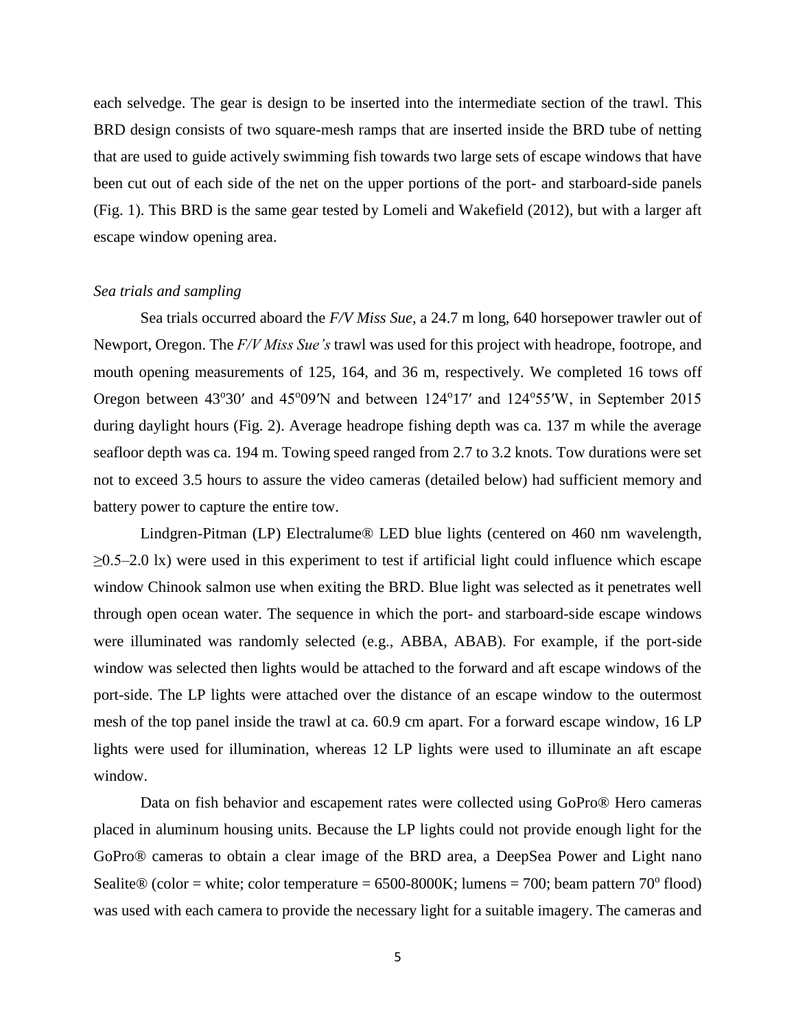each selvedge. The gear is design to be inserted into the intermediate section of the trawl. This BRD design consists of two square-mesh ramps that are inserted inside the BRD tube of netting that are used to guide actively swimming fish towards two large sets of escape windows that have been cut out of each side of the net on the upper portions of the port- and starboard-side panels (Fig. 1). This BRD is the same gear tested by Lomeli and Wakefield (2012), but with a larger aft escape window opening area.

*Sea trials and sampling*

Sea trials occurred aboard the *F/V Miss Sue*, a 24.7 m long, 640 horsepower trawler out of Newport, Oregon. The *F/V Miss Sue's* trawl was used for this project with headrope, footrope, and mouth opening measurements of 125, 164, and 36 m, respectively. We completed 16 tows off Oregon between 43°30′ and 45°09′N and between 124°17′ and 124°55′W, in September 2015 during daylight hours (Fig. 2). Average headrope fishing depth was ca. 137 m while the average seafloor depth was ca. 194 m. Towing speed ranged from 2.7 to 3.2 knots. Tow durations were set not to exceed 3.5 hours to assure the video cameras (detailed below) had sufficient memory and battery power to capture the entire tow.

Lindgren-Pitman (LP) Electralume® LED blue lights (centered on 460 nm wavelength, ≥0.5–2.0 lx) were used in this experiment to test if artificial light could influence which escape window Chinook salmon use when exiting the BRD. Blue light was selected as it penetrates well through open ocean water. The sequence in which the port- and starboard-side escape windows were illuminated was randomly selected (e.g., ABBA, ABAB). For example, if the port-side window was selected then lights would be attached to the forward and aft escape windows of the port-side. The LP lights were attached over the distance of an escape window to the outermost mesh of the top panel inside the trawl at ca. 60.9 cm apart. For a forward escape window, 16 LP lights were used for illumination, whereas 12 LP lights were used to illuminate an aft escape window.

Data on fish behavior and escapement rates were collected using GoPro® Hero cameras placed in aluminum housing units. Because the LP lights could not provide enough light for the GoPro® cameras to obtain a clear image of the BRD area, a DeepSea Power and Light nano Sealite® (color = white; color temperature = 6500-8000K; lumens = 700; beam pattern 70° flood) was used with each camera to provide the necessary light for a suitable imagery. The cameras and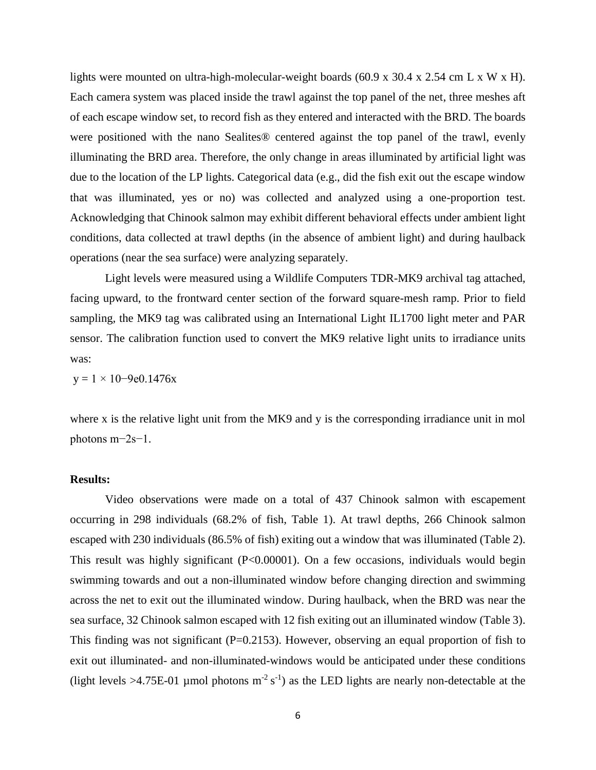lights were mounted on ultra-high-molecular-weight boards (60.9 x 30.4 x 2.54 cm L x W x H). Each camera system was placed inside the trawl against the top panel of the net, three meshes aft of each escape window set, to record fish as they entered and interacted with the BRD. The boards were positioned with the nano Sealites® centered against the top panel of the trawl, evenly illuminating the BRD area. Therefore, the only change in areas illuminated by artificial light was due to the location of the LP lights. Categorical data (e.g., did the fish exit out the escape window that was illuminated, yes or no) was collected and analyzed using a one-proportion test. Acknowledging that Chinook salmon may exhibit different behavioral effects under ambient light conditions, data collected at trawl depths (in the absence of ambient light) and during haulback operations (near the sea surface) were analyzing separately.

Light levels were measured using a Wildlife Computers TDR-MK9 archival tag attached, facing upward, to the frontward center section of the forward square-mesh ramp. Prior to field sampling, the MK9 tag was calibrated using an International Light IL1700 light meter and PAR sensor. The calibration function used to convert the MK9 relative light units to irradiance units was:

$$y = 1 \times 10^{-9} e^{0.1476x}$$

where x is the relative light unit from the MK9 and y is the corresponding irradiance unit in mol photons $m^{-2}s^{-1}$.

**Results:**

Video observations were made on a total of 437 Chinook salmon with escapement occurring in 298 individuals (68.2% of fish, Table 1). At trawl depths, 266 Chinook salmon escaped with 230 individuals (86.5% of fish) exiting out a window that was illuminated (Table 2). This result was highly significant ($P<0.00001$). On a few occasions, individuals would begin swimming towards and out a non-illuminated window before changing direction and swimming across the net to exit out the illuminated window. During haulback, when the BRD was near the sea surface, 32 Chinook salmon escaped with 12 fish exiting out an illuminated window (Table 3). This finding was not significant ($P=0.2153$). However, observing an equal proportion of fish to exit out illuminated- and non-illuminated-windows would be anticipated under these conditions (light levels >4.75E-01 µmol photons $m^{-2}\,s^{-1}$) as the LED lights are nearly non-detectable at the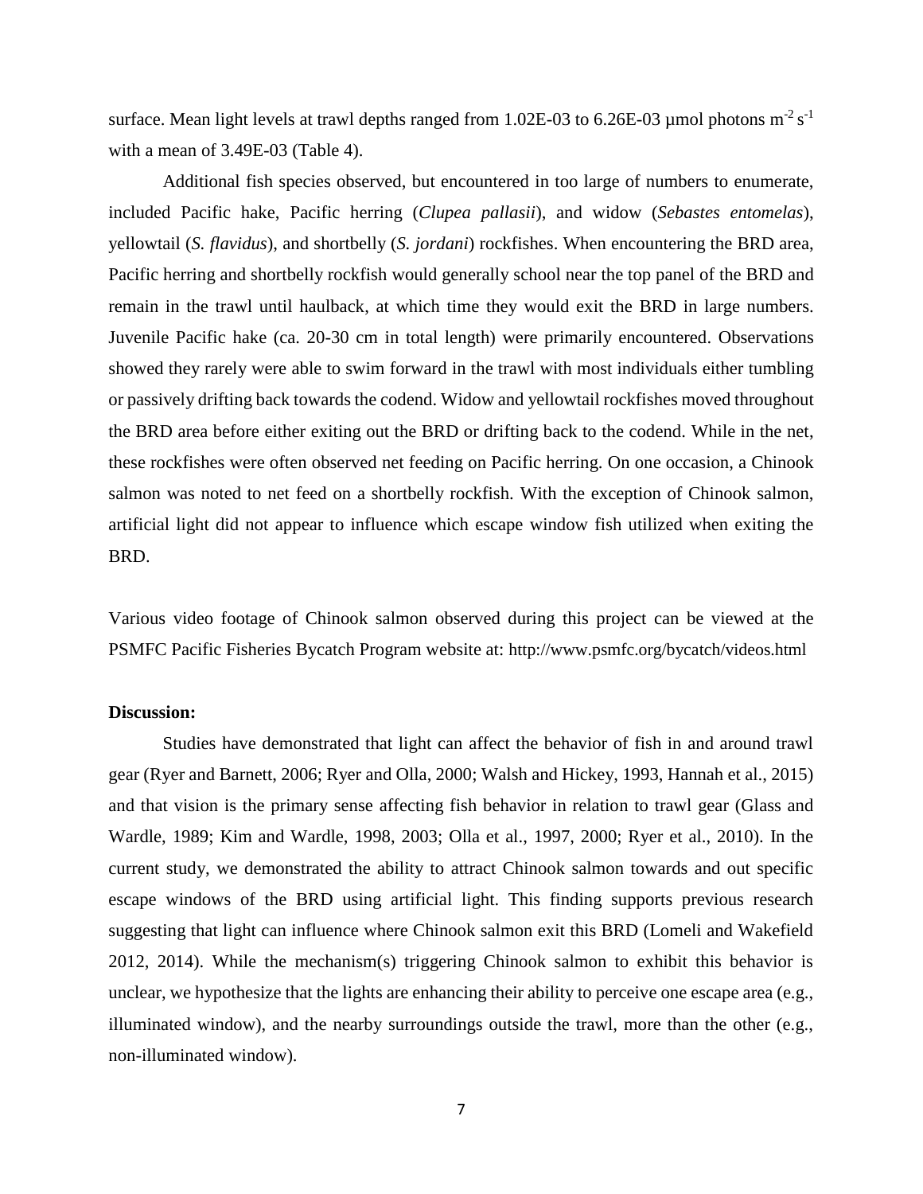surface. Mean light levels at trawl depths ranged from 1.02E-03 to 6.26E-03 µmol photons $m^{-2}$ $s^{-1}$ with a mean of 3.49E-03 (Table 4).

Additional fish species observed, but encountered in too large of numbers to enumerate, included Pacific hake, Pacific herring (*Clupea pallasii*), and widow (*Sebastes entomelas*), yellowtail (*S. flavidus*), and shortbelly (*S. jordani*) rockfishes. When encountering the BRD area, Pacific herring and shortbelly rockfish would generally school near the top panel of the BRD and remain in the trawl until haulback, at which time they would exit the BRD in large numbers. Juvenile Pacific hake (ca. 20-30 cm in total length) were primarily encountered. Observations showed they rarely were able to swim forward in the trawl with most individuals either tumbling or passively drifting back towards the codend. Widow and yellowtail rockfishes moved throughout the BRD area before either exiting out the BRD or drifting back to the codend. While in the net, these rockfishes were often observed net feeding on Pacific herring. On one occasion, a Chinook salmon was noted to net feed on a shortbelly rockfish. With the exception of Chinook salmon, artificial light did not appear to influence which escape window fish utilized when exiting the BRD.

Various video footage of Chinook salmon observed during this project can be viewed at the PSMFC Pacific Fisheries Bycatch Program website at: http://www.psmfc.org/bycatch/videos.html

**Discussion:**

Studies have demonstrated that light can affect the behavior of fish in and around trawl gear (Ryer and Barnett, 2006; Ryer and Olla, 2000; Walsh and Hickey, 1993, Hannah et al., 2015) and that vision is the primary sense affecting fish behavior in relation to trawl gear (Glass and Wardle, 1989; Kim and Wardle, 1998, 2003; Olla et al., 1997, 2000; Ryer et al., 2010). In the current study, we demonstrated the ability to attract Chinook salmon towards and out specific escape windows of the BRD using artificial light. This finding supports previous research suggesting that light can influence where Chinook salmon exit this BRD (Lomeli and Wakefield 2012, 2014). While the mechanism(s) triggering Chinook salmon to exhibit this behavior is unclear, we hypothesize that the lights are enhancing their ability to perceive one escape area (e.g., illuminated window), and the nearby surroundings outside the trawl, more than the other (e.g., non-illuminated window).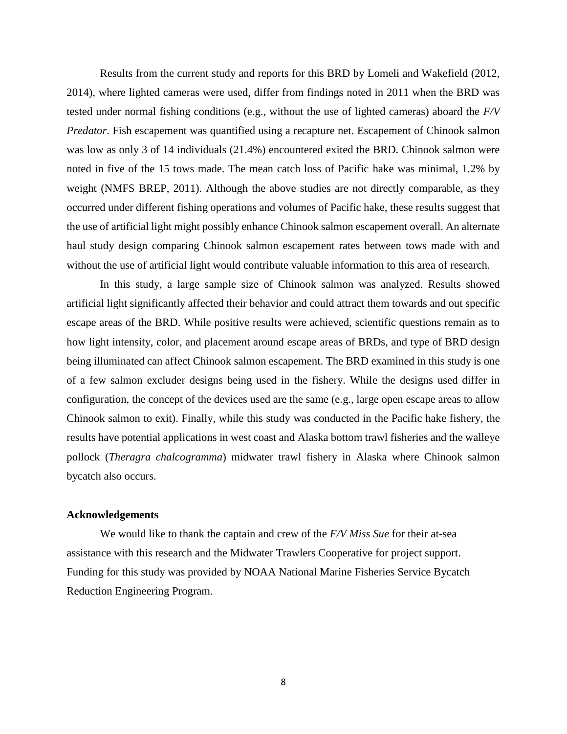Results from the current study and reports for this BRD by Lomeli and Wakefield (2012, 2014), where lighted cameras were used, differ from findings noted in 2011 when the BRD was tested under normal fishing conditions (e.g., without the use of lighted cameras) aboard the *F/V Predator*. Fish escapement was quantified using a recapture net. Escapement of Chinook salmon was low as only 3 of 14 individuals (21.4%) encountered exited the BRD. Chinook salmon were noted in five of the 15 tows made. The mean catch loss of Pacific hake was minimal, 1.2% by weight (NMFS BREP, 2011). Although the above studies are not directly comparable, as they occurred under different fishing operations and volumes of Pacific hake, these results suggest that the use of artificial light might possibly enhance Chinook salmon escapement overall. An alternate haul study design comparing Chinook salmon escapement rates between tows made with and without the use of artificial light would contribute valuable information to this area of research.

In this study, a large sample size of Chinook salmon was analyzed. Results showed artificial light significantly affected their behavior and could attract them towards and out specific escape areas of the BRD. While positive results were achieved, scientific questions remain as to how light intensity, color, and placement around escape areas of BRDs, and type of BRD design being illuminated can affect Chinook salmon escapement. The BRD examined in this study is one of a few salmon excluder designs being used in the fishery. While the designs used differ in configuration, the concept of the devices used are the same (e.g., large open escape areas to allow Chinook salmon to exit). Finally, while this study was conducted in the Pacific hake fishery, the results have potential applications in west coast and Alaska bottom trawl fisheries and the walleye pollock (*Theragra chalcogramma*) midwater trawl fishery in Alaska where Chinook salmon bycatch also occurs.

**Acknowledgements**

We would like to thank the captain and crew of the *F/V Miss Sue* for their at-sea assistance with this research and the Midwater Trawlers Cooperative for project support. Funding for this study was provided by NOAA National Marine Fisheries Service Bycatch Reduction Engineering Program.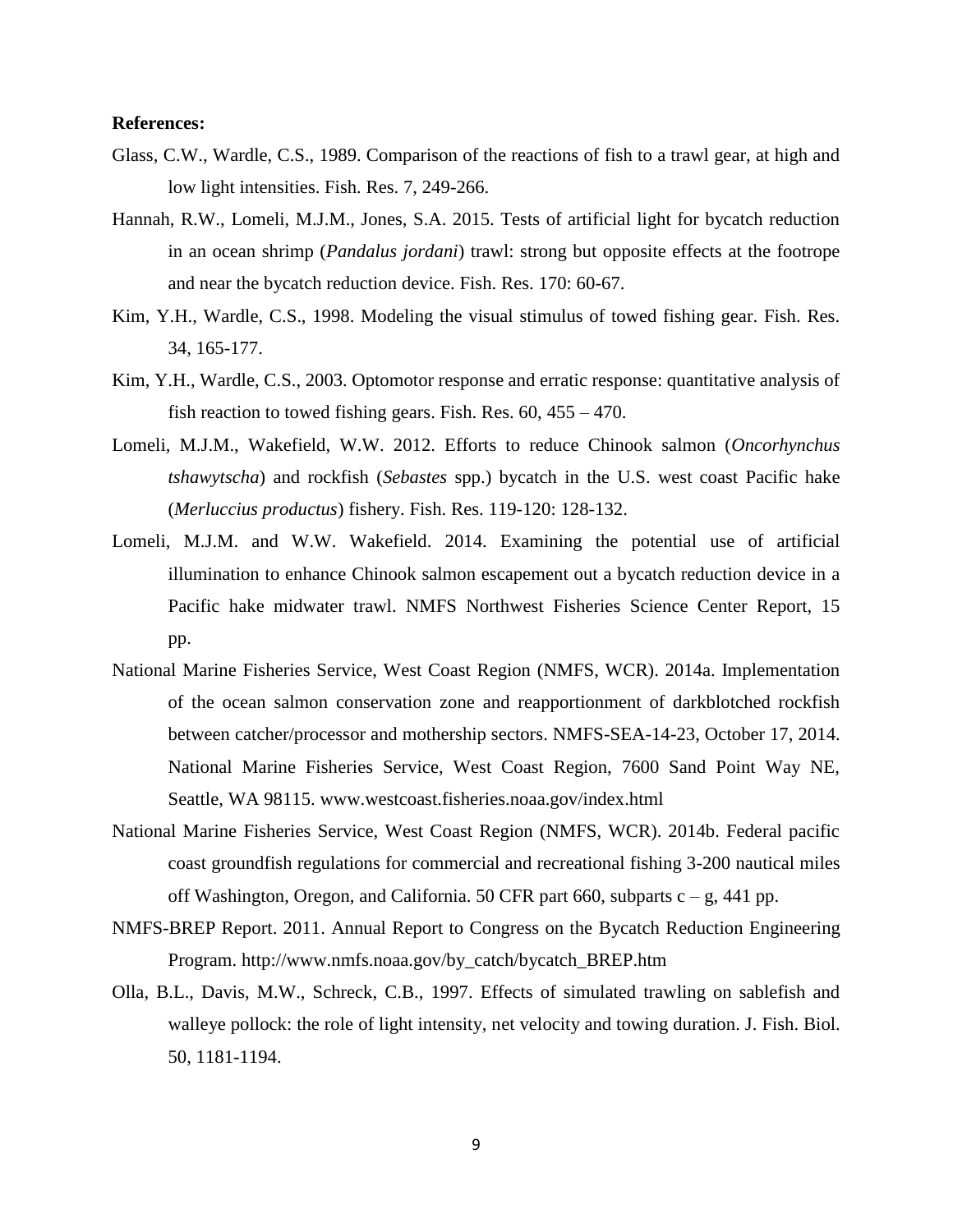**References:**

Glass, C.W., Wardle, C.S., 1989. Comparison of the reactions of fish to a trawl gear, at high and low light intensities. Fish. Res. 7, 249-266.

Hannah, R.W., Lomeli, M.J.M., Jones, S.A. 2015. Tests of artificial light for bycatch reduction in an ocean shrimp (*Pandalus jordani*) trawl: strong but opposite effects at the footrope and near the bycatch reduction device. Fish. Res. 170: 60-67.

Kim, Y.H., Wardle, C.S., 1998. Modeling the visual stimulus of towed fishing gear. Fish. Res. 34, 165-177.

Kim, Y.H., Wardle, C.S., 2003. Optomotor response and erratic response: quantitative analysis of fish reaction to towed fishing gears. Fish. Res. 60, 455 – 470.

Lomeli, M.J.M., Wakefield, W.W. 2012. Efforts to reduce Chinook salmon (*Oncorhynchus tshawytscha*) and rockfish (*Sebastes* spp.) bycatch in the U.S. west coast Pacific hake (*Merluccius productus*) fishery. Fish. Res. 119-120: 128-132.

Lomeli, M.J.M. and W.W. Wakefield. 2014. Examining the potential use of artificial illumination to enhance Chinook salmon escapement out a bycatch reduction device in a Pacific hake midwater trawl. NMFS Northwest Fisheries Science Center Report, 15 pp.

National Marine Fisheries Service, West Coast Region (NMFS, WCR). 2014a. Implementation of the ocean salmon conservation zone and reapportionment of darkblotched rockfish between catcher/processor and mothership sectors. NMFS-SEA-14-23, October 17, 2014. National Marine Fisheries Service, West Coast Region, 7600 Sand Point Way NE, Seattle, WA 98115. www.westcoast.fisheries.noaa.gov/index.html

National Marine Fisheries Service, West Coast Region (NMFS, WCR). 2014b. Federal pacific coast groundfish regulations for commercial and recreational fishing 3-200 nautical miles off Washington, Oregon, and California. 50 CFR part 660, subparts c – g, 441 pp.

NMFS-BREP Report. 2011. Annual Report to Congress on the Bycatch Reduction Engineering Program. http://www.nmfs.noaa.gov/by_catch/bycatch_BREP.htm

Olla, B.L., Davis, M.W., Schreck, C.B., 1997. Effects of simulated trawling on sablefish and walleye pollock: the role of light intensity, net velocity and towing duration. J. Fish. Biol. 50, 1181-1194.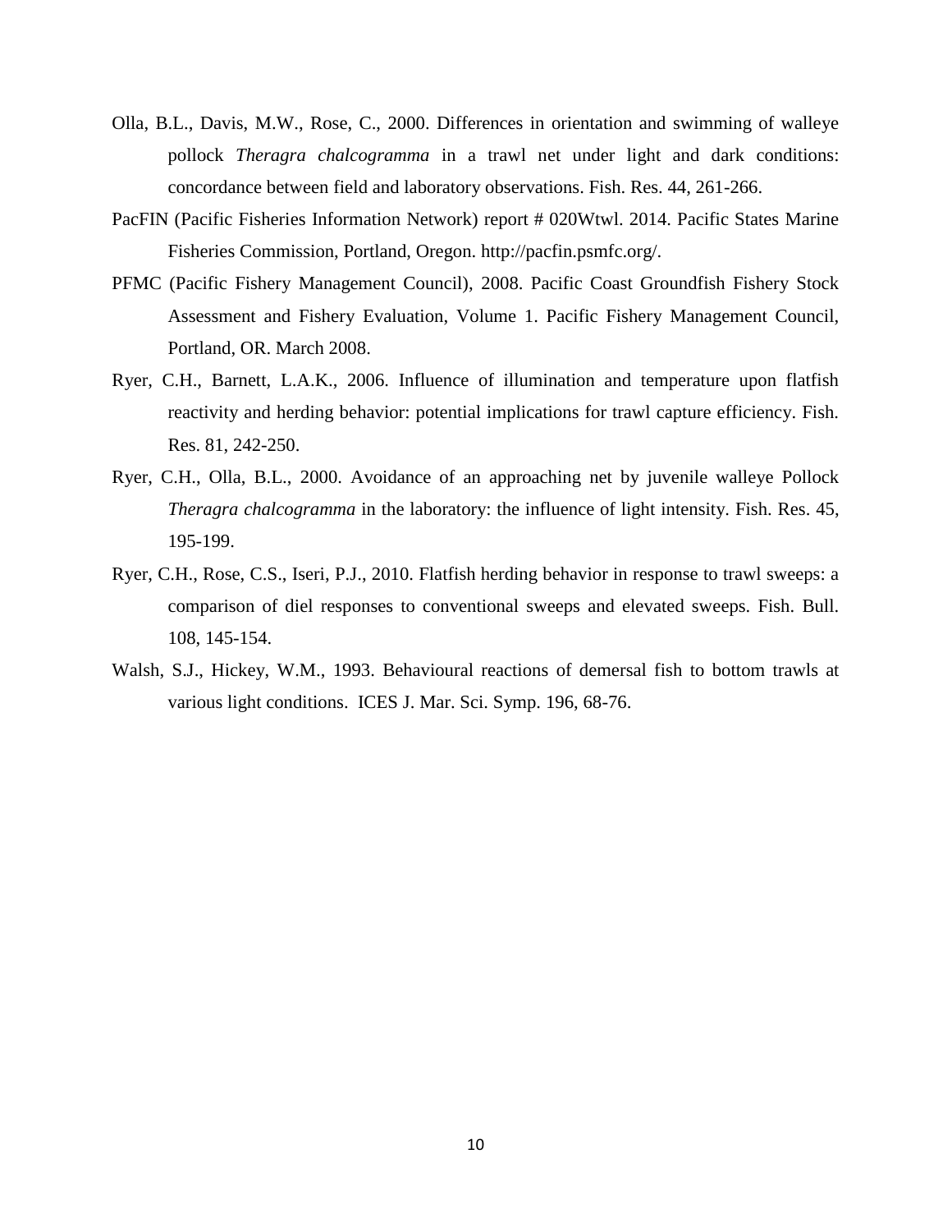Olla, B.L., Davis, M.W., Rose, C., 2000. Differences in orientation and swimming of walleye pollock *Theragra chalcogramma* in a trawl net under light and dark conditions: concordance between field and laboratory observations. Fish. Res. 44, 261-266.

PacFIN (Pacific Fisheries Information Network) report # 020Wtwl. 2014. Pacific States Marine Fisheries Commission, Portland, Oregon. http://pacfin.psmfc.org/.

PFMC (Pacific Fishery Management Council), 2008. Pacific Coast Groundfish Fishery Stock Assessment and Fishery Evaluation, Volume 1. Pacific Fishery Management Council, Portland, OR. March 2008.

Ryer, C.H., Barnett, L.A.K., 2006. Influence of illumination and temperature upon flatfish reactivity and herding behavior: potential implications for trawl capture efficiency. Fish. Res. 81, 242-250.

Ryer, C.H., Olla, B.L., 2000. Avoidance of an approaching net by juvenile walleye Pollock *Theragra chalcogramma* in the laboratory: the influence of light intensity. Fish. Res. 45, 195-199.

Ryer, C.H., Rose, C.S., Iseri, P.J., 2010. Flatfish herding behavior in response to trawl sweeps: a comparison of diel responses to conventional sweeps and elevated sweeps. Fish. Bull. 108, 145-154.

Walsh, S.J., Hickey, W.M., 1993. Behavioural reactions of demersal fish to bottom trawls at various light conditions. ICES J. Mar. Sci. Symp. 196, 68-76.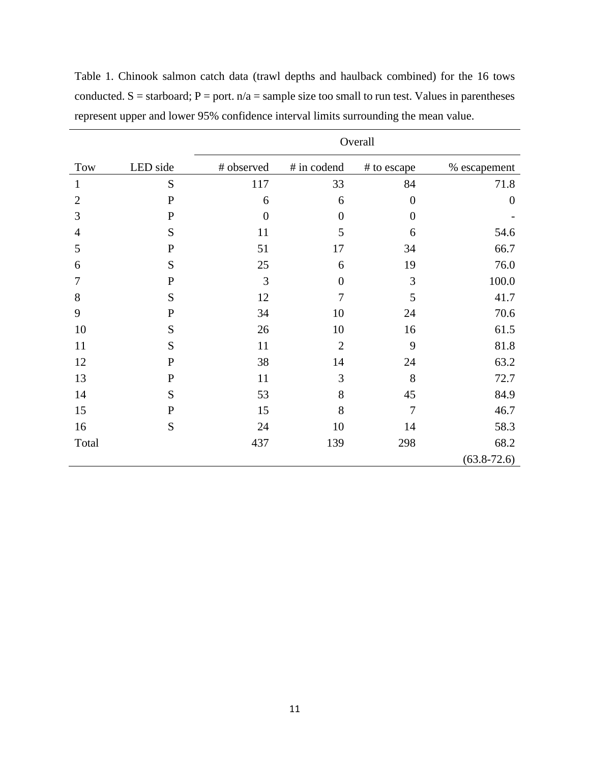Table 1. Chinook salmon catch data (trawl depths and haulback combined) for the 16 tows conducted. S = starboard; P = port. n/a = sample size too small to run test. Values in parentheses represent upper and lower 95% confidence interval limits surrounding the mean value.

| | | Overall | | | |
|---|---|---|---|---|---|
| Tow | LED side | # observed | # in codend | # to escape | % escapement |
| 1 | S | 117 | 33 | 84 | 71.8 |
| 2 | P | 6 | 6 | 0 | 0 |
| 3 | P | 0 | 0 | 0 | - |
| 4 | S | 11 | 5 | 6 | 54.6 |
| 5 | P | 51 | 17 | 34 | 66.7 |
| 6 | S | 25 | 6 | 19 | 76.0 |
| 7 | P | 3 | 0 | 3 | 100.0 |
| 8 | S | 12 | 7 | 5 | 41.7 |
| 9 | P | 34 | 10 | 24 | 70.6 |
| 10 | S | 26 | 10 | 16 | 61.5 |
| 11 | S | 11 | 2 | 9 | 81.8 |
| 12 | P | 38 | 14 | 24 | 63.2 |
| 13 | P | 11 | 3 | 8 | 72.7 |
| 14 | S | 53 | 8 | 45 | 84.9 |
| 15 | P | 15 | 8 | 7 | 46.7 |
| 16 | S | 24 | 10 | 14 | 58.3 |
| Total | | 437 | 139 | 298 | 68.2 (63.8-72.6) |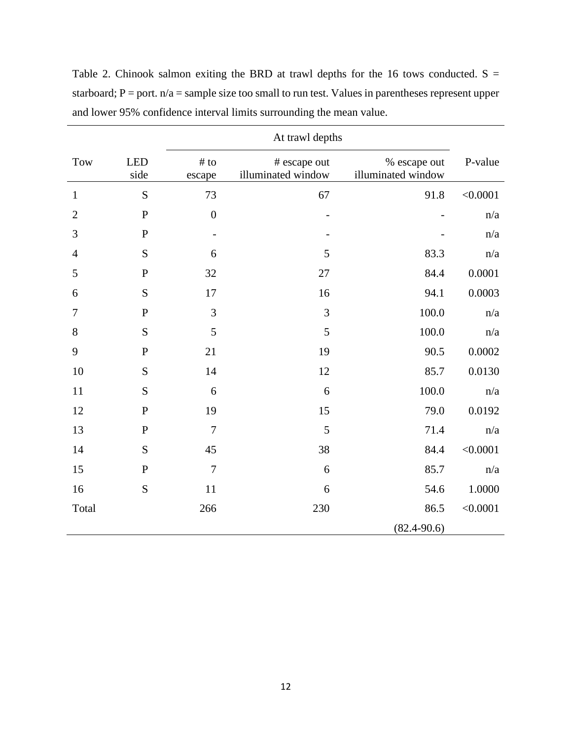Table 2. Chinook salmon exiting the BRD at trawl depths for the 16 tows conducted. S = starboard; P = port. n/a = sample size too small to run test. Values in parentheses represent upper and lower 95% confidence interval limits surrounding the mean value.

| | | At trawl depths | | | |
|---|---|---|---|---|---|
| Tow | LED side | # to escape | # escape out illuminated window | % escape out illuminated window | P-value |
| 1 | S | 73 | 67 | 91.8 | <0.0001 |
| 2 | P | 0 | - | - | n/a |
| 3 | P | - | - | - | n/a |
| 4 | S | 6 | 5 | 83.3 | n/a |
| 5 | P | 32 | 27 | 84.4 | 0.0001 |
| 6 | S | 17 | 16 | 94.1 | 0.0003 |
| 7 | P | 3 | 3 | 100.0 | n/a |
| 8 | S | 5 | 5 | 100.0 | n/a |
| 9 | P | 21 | 19 | 90.5 | 0.0002 |
| 10 | S | 14 | 12 | 85.7 | 0.0130 |
| 11 | S | 6 | 6 | 100.0 | n/a |
| 12 | P | 19 | 15 | 79.0 | 0.0192 |
| 13 | P | 7 | 5 | 71.4 | n/a |
| 14 | S | 45 | 38 | 84.4 | <0.0001 |
| 15 | P | 7 | 6 | 85.7 | n/a |
| 16 | S | 11 | 6 | 54.6 | 1.0000 |
| Total | | 266 | 230 | 86.5 (82.4-90.6) | <0.0001 |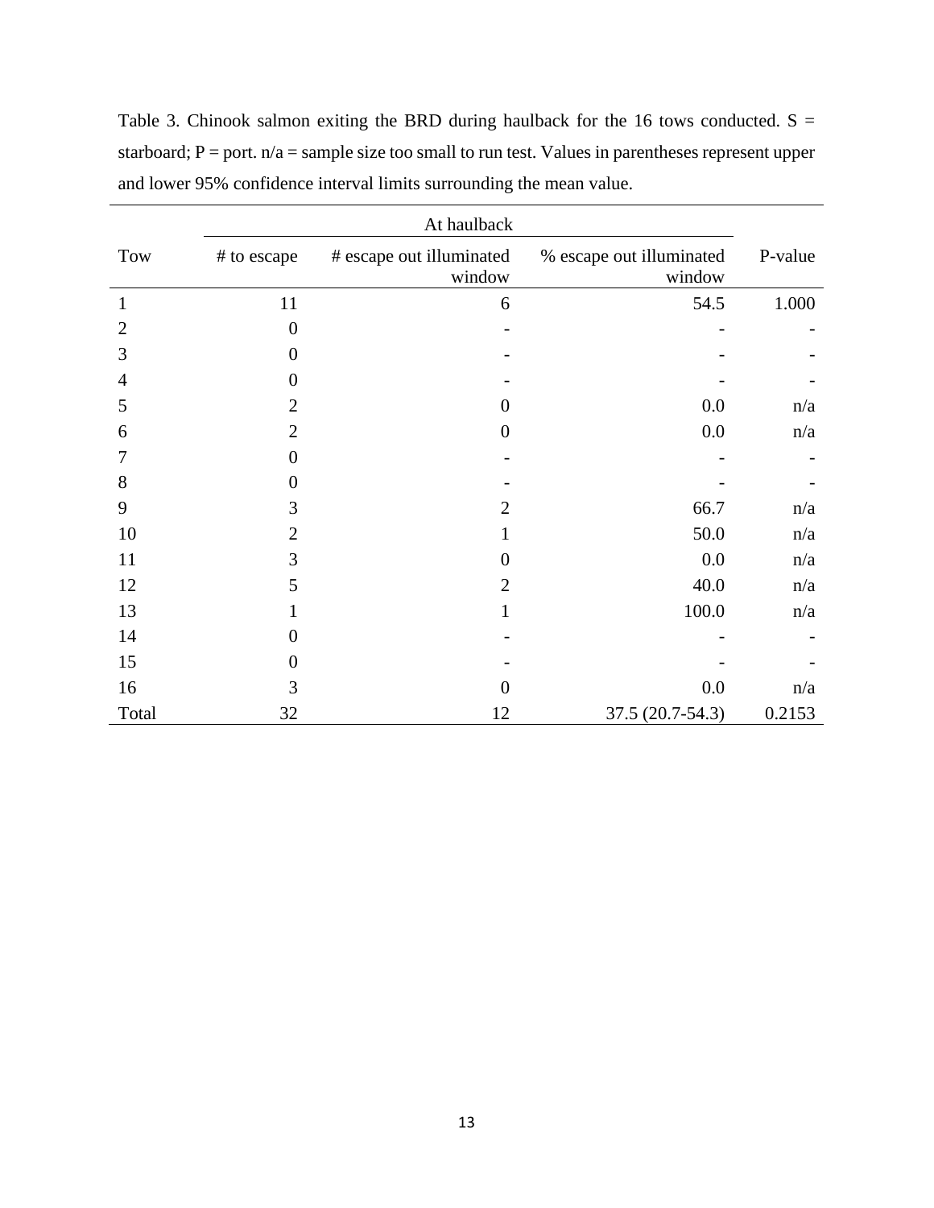Table 3. Chinook salmon exiting the BRD during haulback for the 16 tows conducted. S = starboard; P = port. n/a = sample size too small to run test. Values in parentheses represent upper and lower 95% confidence interval limits surrounding the mean value.

| | At haulback | | | |
|---|---|---|---|---|
| Tow | # to escape | # escape out illuminated window | % escape out illuminated window | P-value |
| 1 | 11 | 6 | 54.5 | 1.000 |
| 2 | 0 | - | - | - |
| 3 | 0 | - | - | - |
| 4 | 0 | - | - | - |
| 5 | 2 | 0 | 0.0 | n/a |
| 6 | 2 | 0 | 0.0 | n/a |
| 7 | 0 | - | - | - |
| 8 | 0 | - | - | - |
| 9 | 3 | 2 | 66.7 | n/a |
| 10 | 2 | 1 | 50.0 | n/a |
| 11 | 3 | 0 | 0.0 | n/a |
| 12 | 5 | 2 | 40.0 | n/a |
| 13 | 1 | 1 | 100.0 | n/a |
| 14 | 0 | - | - | - |
| 15 | 0 | - | - | - |
| 16 | 3 | 0 | 0.0 | n/a |
| Total | 32 | 12 | 37.5 (20.7-54.3) | 0.2153 |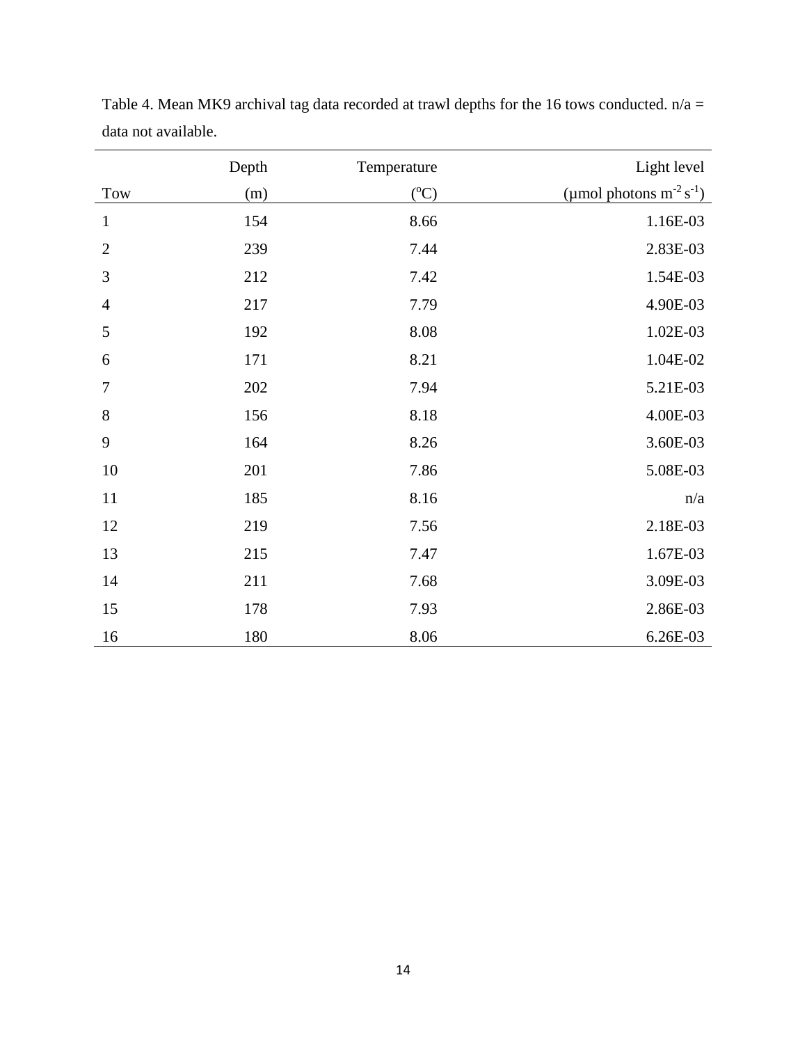Table 4. Mean MK9 archival tag data recorded at trawl depths for the 16 tows conducted. n/a = data not available.

| Tow | Depth (m) | Temperature (°C) | Light level (μmol photons $m^{-2}$ $s^{-1}$) |
|---|---|---|---|
| 1 | 154 | 8.66 | 1.16E-03 |
| 2 | 239 | 7.44 | 2.83E-03 |
| 3 | 212 | 7.42 | 1.54E-03 |
| 4 | 217 | 7.79 | 4.90E-03 |
| 5 | 192 | 8.08 | 1.02E-03 |
| 6 | 171 | 8.21 | 1.04E-02 |
| 7 | 202 | 7.94 | 5.21E-03 |
| 8 | 156 | 8.18 | 4.00E-03 |
| 9 | 164 | 8.26 | 3.60E-03 |
| 10 | 201 | 7.86 | 5.08E-03 |
| 11 | 185 | 8.16 | n/a |
| 12 | 219 | 7.56 | 2.18E-03 |
| 13 | 215 | 7.47 | 1.67E-03 |
| 14 | 211 | 7.68 | 3.09E-03 |
| 15 | 178 | 7.93 | 2.86E-03 |
| 16 | 180 | 8.06 | 6.26E-03 |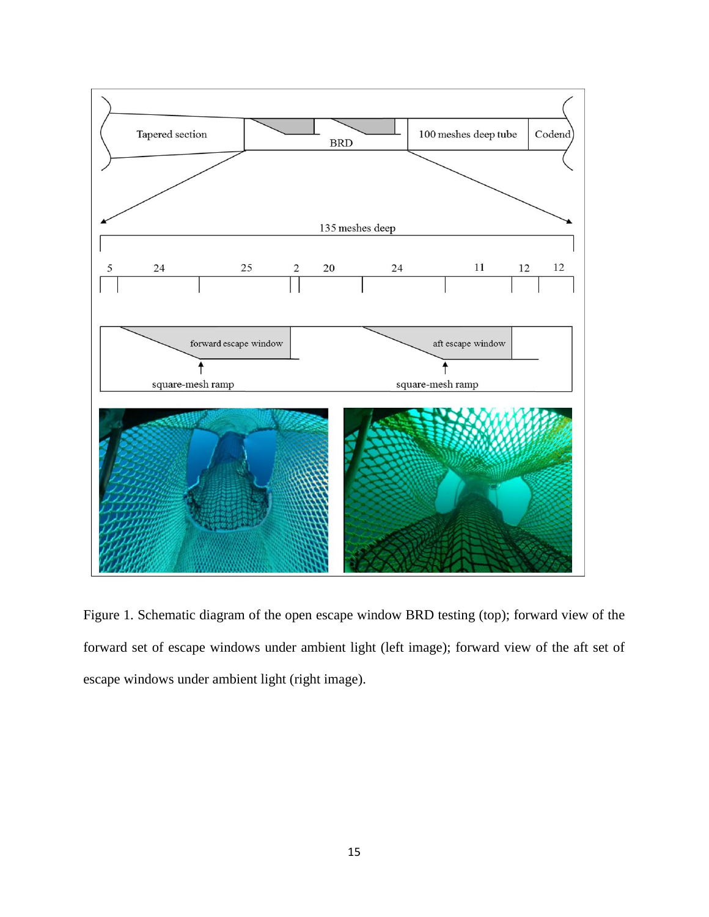Figure 1. Schematic diagram of the open escape window BRD testing (top); forward view of the forward set of escape windows under ambient light (left image); forward view of the aft set of escape windows under ambient light (right image).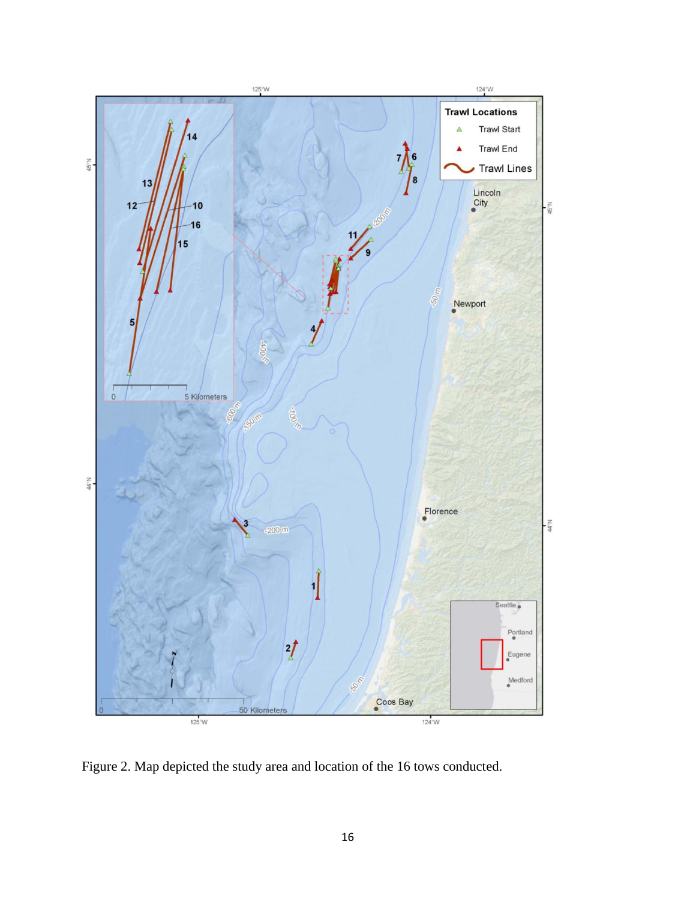Trawl Locations

Trawl Start

Trawl End

Trawl Lines

125°W

124°W

45°N

44°N

Lincoln City

Newport

Florence

Coos Bay

Seattle

Portland

Eugene

Medford

-200 m

-50 m

-400 m

-600 m

-150 m

-100 m

0 5 Kilometers

0 50 Kilometers

1 2 3 4 5 6 7 8 9 10 11 12 13 14 15 16

Figure 2. Map depicted the study area and location of the 16 tows conducted.